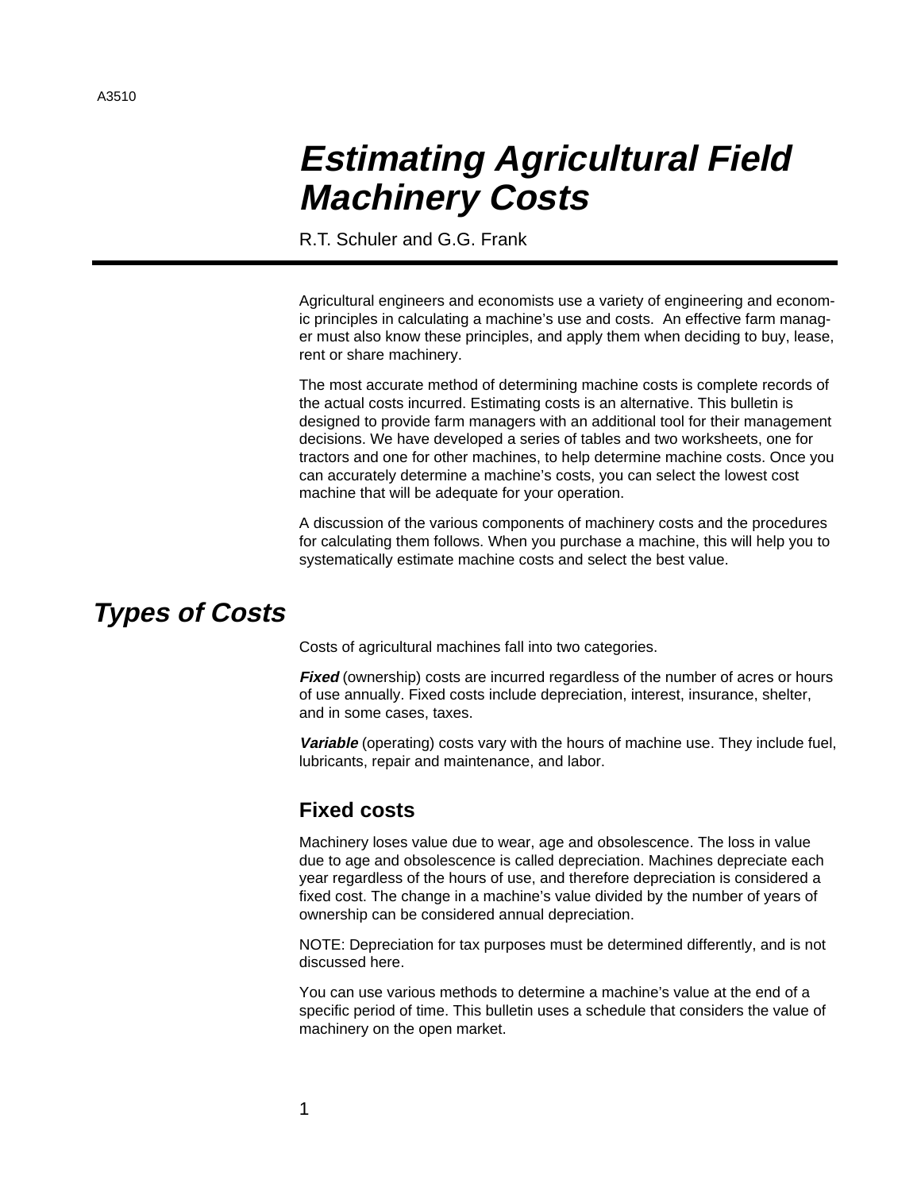A3510

# *Estimating Agricultural Field Machinery Costs*

R.T. Schuler and G.G. Frank

Agricultural engineers and economists use a variety of engineering and economic principles in calculating a machine's use and costs. An effective farm manager must also know these principles, and apply them when deciding to buy, lease, rent or share machinery.

The most accurate method of determining machine costs is complete records of the actual costs incurred. Estimating costs is an alternative. This bulletin is designed to provide farm managers with an additional tool for their management decisions. We have developed a series of tables and two worksheets, one for tractors and one for other machines, to help determine machine costs. Once you can accurately determine a machine's costs, you can select the lowest cost machine that will be adequate for your operation.

A discussion of the various components of machinery costs and the procedures for calculating them follows. When you purchase a machine, this will help you to systematically estimate machine costs and select the best value.

## *Types of Costs*

Costs of agricultural machines fall into two categories.

***Fixed*** (ownership) costs are incurred regardless of the number of acres or hours of use annually. Fixed costs include depreciation, interest, insurance, shelter, and in some cases, taxes.

***Variable*** (operating) costs vary with the hours of machine use. They include fuel, lubricants, repair and maintenance, and labor.

### Fixed costs

Machinery loses value due to wear, age and obsolescence. The loss in value due to age and obsolescence is called depreciation. Machines depreciate each year regardless of the hours of use, and therefore depreciation is considered a fixed cost. The change in a machine's value divided by the number of years of ownership can be considered annual depreciation.

NOTE: Depreciation for tax purposes must be determined differently, and is not discussed here.

You can use various methods to determine a machine's value at the end of a specific period of time. This bulletin uses a schedule that considers the value of machinery on the open market.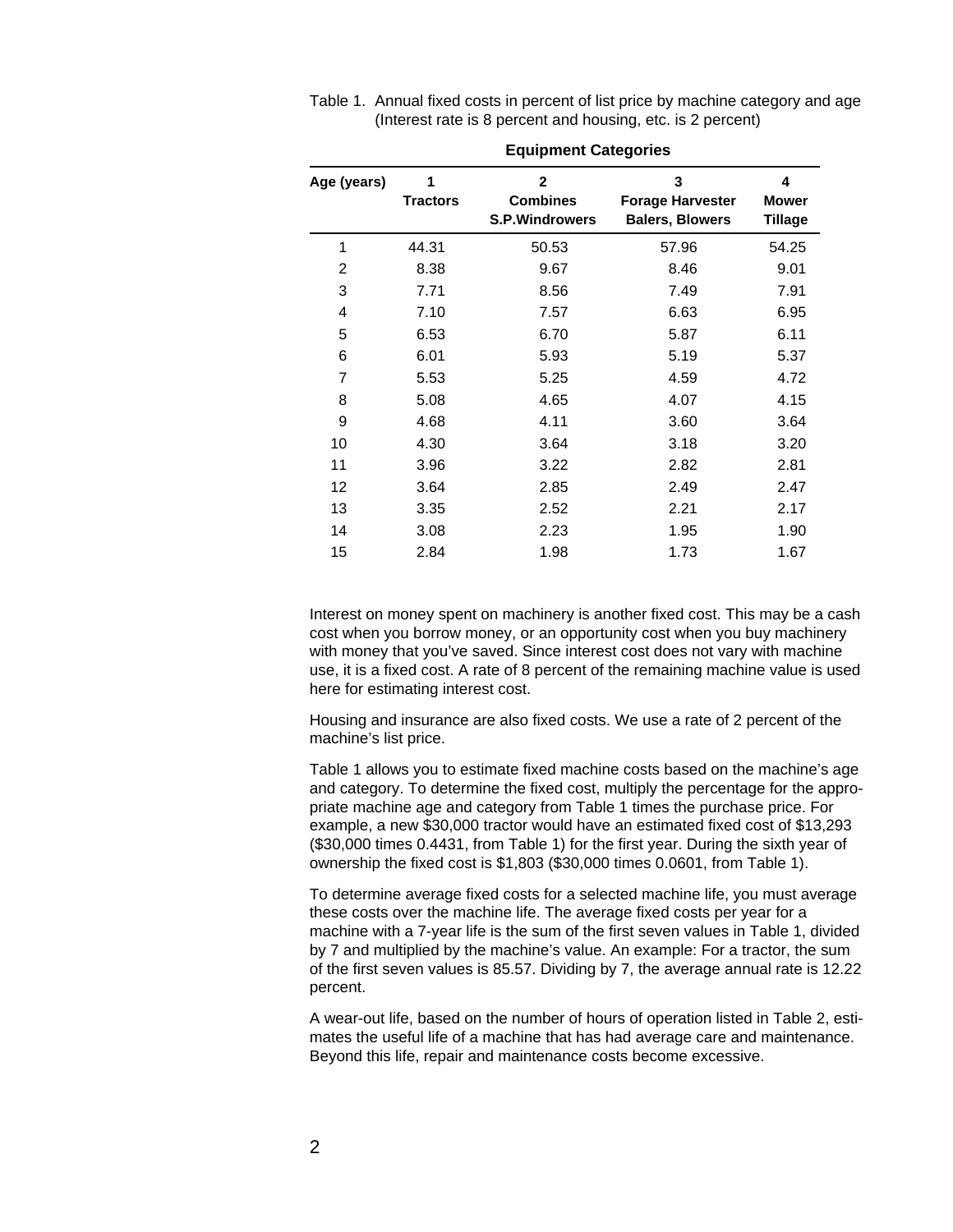Table 1. Annual fixed costs in percent of list price by machine category and age (Interest rate is 8 percent and housing, etc. is 2 percent)

| | Equipment Categories | | | |
|---|---|---|---|---|
| Age (years) | 1 Tractors | 2 Combines S.P.Windrowers | 3 Forage Harvester Balers, Blowers | 4 Mower Tillage |
| 1 | 44.31 | 50.53 | 57.96 | 54.25 |
| 2 | 8.38 | 9.67 | 8.46 | 9.01 |
| 3 | 7.71 | 8.56 | 7.49 | 7.91 |
| 4 | 7.10 | 7.57 | 6.63 | 6.95 |
| 5 | 6.53 | 6.70 | 5.87 | 6.11 |
| 6 | 6.01 | 5.93 | 5.19 | 5.37 |
| 7 | 5.53 | 5.25 | 4.59 | 4.72 |
| 8 | 5.08 | 4.65 | 4.07 | 4.15 |
| 9 | 4.68 | 4.11 | 3.60 | 3.64 |
| 10 | 4.30 | 3.64 | 3.18 | 3.20 |
| 11 | 3.96 | 3.22 | 2.82 | 2.81 |
| 12 | 3.64 | 2.85 | 2.49 | 2.47 |
| 13 | 3.35 | 2.52 | 2.21 | 2.17 |
| 14 | 3.08 | 2.23 | 1.95 | 1.90 |
| 15 | 2.84 | 1.98 | 1.73 | 1.67 |

Interest on money spent on machinery is another fixed cost. This may be a cash cost when you borrow money, or an opportunity cost when you buy machinery with money that you've saved. Since interest cost does not vary with machine use, it is a fixed cost. A rate of 8 percent of the remaining machine value is used here for estimating interest cost.

Housing and insurance are also fixed costs. We use a rate of 2 percent of the machine's list price.

Table 1 allows you to estimate fixed machine costs based on the machine's age and category. To determine the fixed cost, multiply the percentage for the appropriate machine age and category from Table 1 times the purchase price. For example, a new $30,000 tractor would have an estimated fixed cost of $13,293 ($30,000 times 0.4431, from Table 1) for the first year. During the sixth year of ownership the fixed cost is $1,803 ($30,000 times 0.0601, from Table 1).

To determine average fixed costs for a selected machine life, you must average these costs over the machine life. The average fixed costs per year for a machine with a 7-year life is the sum of the first seven values in Table 1, divided by 7 and multiplied by the machine's value. An example: For a tractor, the sum of the first seven values is 85.57. Dividing by 7, the average annual rate is 12.22 percent.

A wear-out life, based on the number of hours of operation listed in Table 2, estimates the useful life of a machine that has had average care and maintenance. Beyond this life, repair and maintenance costs become excessive.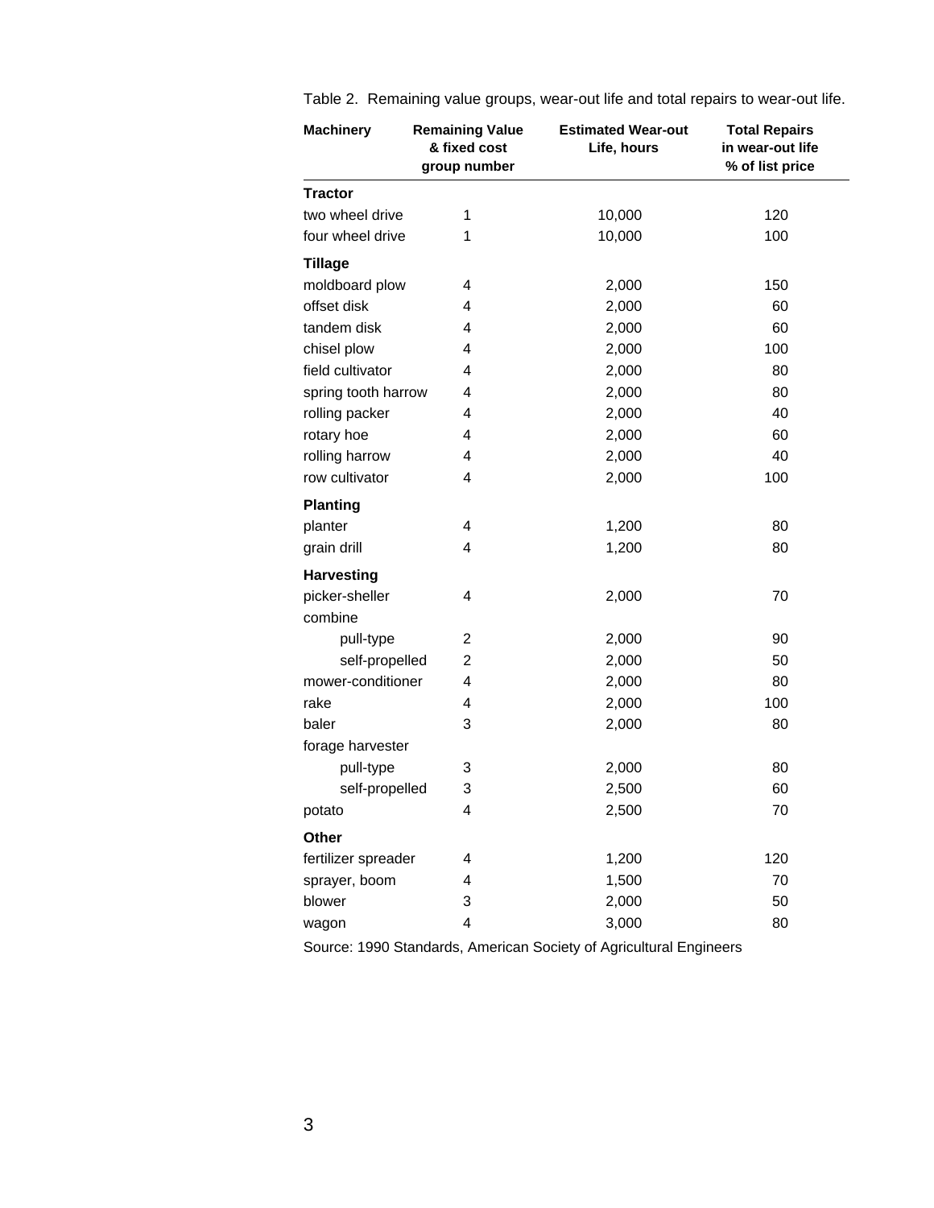Table 2. Remaining value groups, wear-out life and total repairs to wear-out life.

| Machinery | Remaining Value & fixed cost group number | Estimated Wear-out Life, hours | Total Repairs in wear-out life % of list price |
|---|---|---|---|
| **Tractor** | | | |
| two wheel drive | 1 | 10,000 | 120 |
| four wheel drive | 1 | 10,000 | 100 |
| **Tillage** | | | |
| moldboard plow | 4 | 2,000 | 150 |
| offset disk | 4 | 2,000 | 60 |
| tandem disk | 4 | 2,000 | 60 |
| chisel plow | 4 | 2,000 | 100 |
| field cultivator | 4 | 2,000 | 80 |
| spring tooth harrow | 4 | 2,000 | 80 |
| rolling packer | 4 | 2,000 | 40 |
| rotary hoe | 4 | 2,000 | 60 |
| rolling harrow | 4 | 2,000 | 40 |
| row cultivator | 4 | 2,000 | 100 |
| **Planting** | | | |
| planter | 4 | 1,200 | 80 |
| grain drill | 4 | 1,200 | 80 |
| **Harvesting** | | | |
| picker-sheller | 4 | 2,000 | 70 |
| combine | | | |
| pull-type | 2 | 2,000 | 90 |
| self-propelled | 2 | 2,000 | 50 |
| mower-conditioner | 4 | 2,000 | 80 |
| rake | 4 | 2,000 | 100 |
| baler | 3 | 2,000 | 80 |
| forage harvester | | | |
| pull-type | 3 | 2,000 | 80 |
| self-propelled | 3 | 2,500 | 60 |
| potato | 4 | 2,500 | 70 |
| **Other** | | | |
| fertilizer spreader | 4 | 1,200 | 120 |
| sprayer, boom | 4 | 1,500 | 70 |
| blower | 3 | 2,000 | 50 |
| wagon | 4 | 3,000 | 80 |

Source: 1990 Standards, American Society of Agricultural Engineers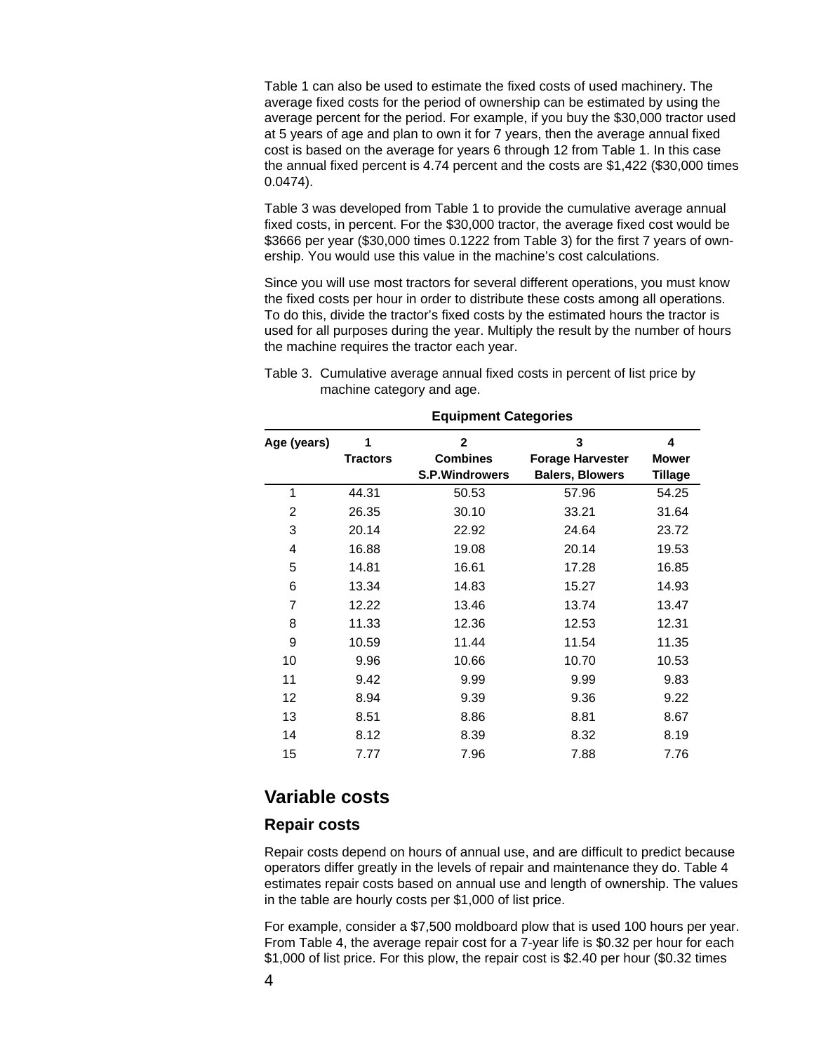Table 1 can also be used to estimate the fixed costs of used machinery. The average fixed costs for the period of ownership can be estimated by using the average percent for the period. For example, if you buy the $30,000 tractor used at 5 years of age and plan to own it for 7 years, then the average annual fixed cost is based on the average for years 6 through 12 from Table 1. In this case the annual fixed percent is 4.74 percent and the costs are $1,422 ($30,000 times 0.0474).

Table 3 was developed from Table 1 to provide the cumulative average annual fixed costs, in percent. For the $30,000 tractor, the average fixed cost would be $3666 per year ($30,000 times 0.1222 from Table 3) for the first 7 years of ownership. You would use this value in the machine's cost calculations.

Since you will use most tractors for several different operations, you must know the fixed costs per hour in order to distribute these costs among all operations. To do this, divide the tractor's fixed costs by the estimated hours the tractor is used for all purposes during the year. Multiply the result by the number of hours the machine requires the tractor each year.

Table 3. Cumulative average annual fixed costs in percent of list price by machine category and age.

| | Equipment Categories | | | |
|---|---|---|---|---|
| Age (years) | 1 Tractors | 2 Combines S.P.Windrowers | 3 Forage Harvester Balers, Blowers | 4 Mower Tillage |
| 1 | 44.31 | 50.53 | 57.96 | 54.25 |
| 2 | 26.35 | 30.10 | 33.21 | 31.64 |
| 3 | 20.14 | 22.92 | 24.64 | 23.72 |
| 4 | 16.88 | 19.08 | 20.14 | 19.53 |
| 5 | 14.81 | 16.61 | 17.28 | 16.85 |
| 6 | 13.34 | 14.83 | 15.27 | 14.93 |
| 7 | 12.22 | 13.46 | 13.74 | 13.47 |
| 8 | 11.33 | 12.36 | 12.53 | 12.31 |
| 9 | 10.59 | 11.44 | 11.54 | 11.35 |
| 10 | 9.96 | 10.66 | 10.70 | 10.53 |
| 11 | 9.42 | 9.99 | 9.99 | 9.83 |
| 12 | 8.94 | 9.39 | 9.36 | 9.22 |
| 13 | 8.51 | 8.86 | 8.81 | 8.67 |
| 14 | 8.12 | 8.39 | 8.32 | 8.19 |
| 15 | 7.77 | 7.96 | 7.88 | 7.76 |

## Variable costs

### Repair costs

Repair costs depend on hours of annual use, and are difficult to predict because operators differ greatly in the levels of repair and maintenance they do. Table 4 estimates repair costs based on annual use and length of ownership. The values in the table are hourly costs per $1,000 of list price.

For example, consider a $7,500 moldboard plow that is used 100 hours per year. From Table 4, the average repair cost for a 7-year life is $0.32 per hour for each $1,000 of list price. For this plow, the repair cost is $2.40 per hour ($0.32 times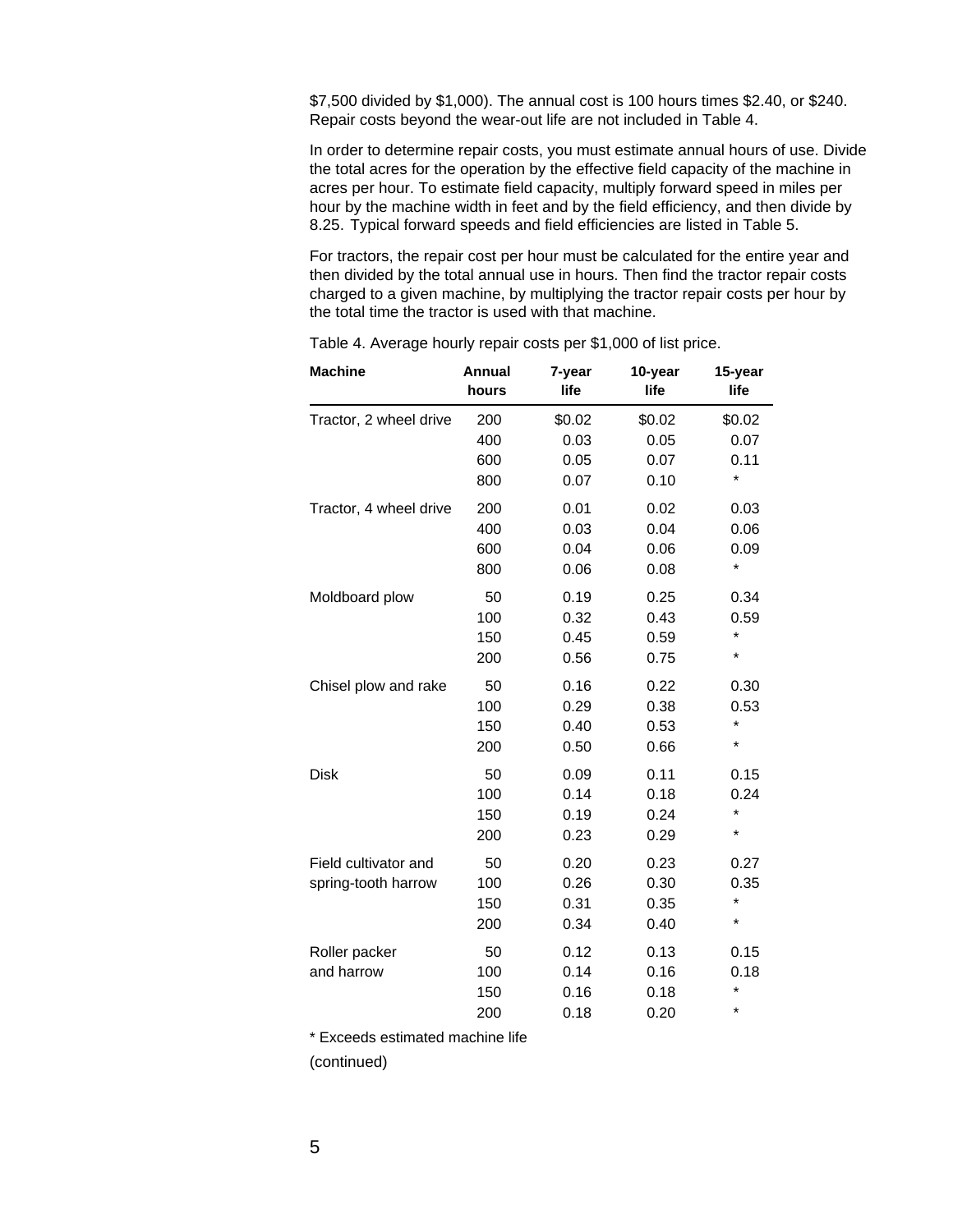$7,500 divided by $1,000). The annual cost is 100 hours times $2.40, or $240. Repair costs beyond the wear-out life are not included in Table 4.

In order to determine repair costs, you must estimate annual hours of use. Divide the total acres for the operation by the effective field capacity of the machine in acres per hour. To estimate field capacity, multiply forward speed in miles per hour by the machine width in feet and by the field efficiency, and then divide by 8.25. Typical forward speeds and field efficiencies are listed in Table 5.

For tractors, the repair cost per hour must be calculated for the entire year and then divided by the total annual use in hours. Then find the tractor repair costs charged to a given machine, by multiplying the tractor repair costs per hour by the total time the tractor is used with that machine.

Table 4. Average hourly repair costs per $1,000 of list price.

| Machine | Annual hours | 7-year life | 10-year life | 15-year life |
|---|---|---|---|---|
| Tractor, 2 wheel drive | 200 | $0.02 | $0.02 | $0.02 |
| | 400 | 0.03 | 0.05 | 0.07 |
| | 600 | 0.05 | 0.07 | 0.11 |
| | 800 | 0.07 | 0.10 | * |
| Tractor, 4 wheel drive | 200 | 0.01 | 0.02 | 0.03 |
| | 400 | 0.03 | 0.04 | 0.06 |
| | 600 | 0.04 | 0.06 | 0.09 |
| | 800 | 0.06 | 0.08 | * |
| Moldboard plow | 50 | 0.19 | 0.25 | 0.34 |
| | 100 | 0.32 | 0.43 | 0.59 |
| | 150 | 0.45 | 0.59 | * |
| | 200 | 0.56 | 0.75 | * |
| Chisel plow and rake | 50 | 0.16 | 0.22 | 0.30 |
| | 100 | 0.29 | 0.38 | 0.53 |
| | 150 | 0.40 | 0.53 | * |
| | 200 | 0.50 | 0.66 | * |
| Disk | 50 | 0.09 | 0.11 | 0.15 |
| | 100 | 0.14 | 0.18 | 0.24 |
| | 150 | 0.19 | 0.24 | * |
| | 200 | 0.23 | 0.29 | * |
| Field cultivator and spring-tooth harrow | 50 | 0.20 | 0.23 | 0.27 |
| | 100 | 0.26 | 0.30 | 0.35 |
| | 150 | 0.31 | 0.35 | * |
| | 200 | 0.34 | 0.40 | * |
| Roller packer and harrow | 50 | 0.12 | 0.13 | 0.15 |
| | 100 | 0.14 | 0.16 | 0.18 |
| | 150 | 0.16 | 0.18 | * |
| | 200 | 0.18 | 0.20 | * |

* Exceeds estimated machine life

(continued)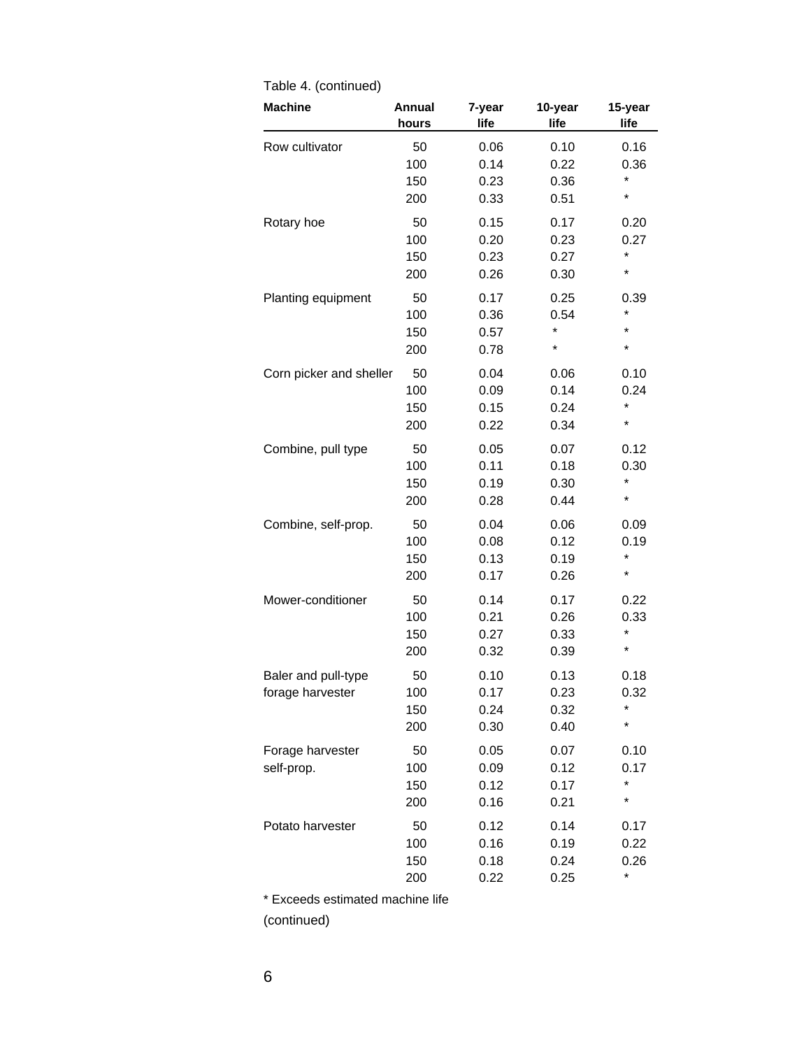Table 4. (continued)

| Machine | Annual hours | 7-year life | 10-year life | 15-year life |
|---|---|---|---|---|
| Row cultivator | 50 | 0.06 | 0.10 | 0.16 |
| | 100 | 0.14 | 0.22 | 0.36 |
| | 150 | 0.23 | 0.36 | * |
| | 200 | 0.33 | 0.51 | * |
| Rotary hoe | 50 | 0.15 | 0.17 | 0.20 |
| | 100 | 0.20 | 0.23 | 0.27 |
| | 150 | 0.23 | 0.27 | * |
| | 200 | 0.26 | 0.30 | * |
| Planting equipment | 50 | 0.17 | 0.25 | 0.39 |
| | 100 | 0.36 | 0.54 | * |
| | 150 | 0.57 | * | * |
| | 200 | 0.78 | * | * |
| Corn picker and sheller | 50 | 0.04 | 0.06 | 0.10 |
| | 100 | 0.09 | 0.14 | 0.24 |
| | 150 | 0.15 | 0.24 | * |
| | 200 | 0.22 | 0.34 | * |
| Combine, pull type | 50 | 0.05 | 0.07 | 0.12 |
| | 100 | 0.11 | 0.18 | 0.30 |
| | 150 | 0.19 | 0.30 | * |
| | 200 | 0.28 | 0.44 | * |
| Combine, self-prop. | 50 | 0.04 | 0.06 | 0.09 |
| | 100 | 0.08 | 0.12 | 0.19 |
| | 150 | 0.13 | 0.19 | * |
| | 200 | 0.17 | 0.26 | * |
| Mower-conditioner | 50 | 0.14 | 0.17 | 0.22 |
| | 100 | 0.21 | 0.26 | 0.33 |
| | 150 | 0.27 | 0.33 | * |
| | 200 | 0.32 | 0.39 | * |
| Baler and pull-type forage harvester | 50 | 0.10 | 0.13 | 0.18 |
| | 100 | 0.17 | 0.23 | 0.32 |
| | 150 | 0.24 | 0.32 | * |
| | 200 | 0.30 | 0.40 | * |
| Forage harvester self-prop. | 50 | 0.05 | 0.07 | 0.10 |
| | 100 | 0.09 | 0.12 | 0.17 |
| | 150 | 0.12 | 0.17 | * |
| | 200 | 0.16 | 0.21 | * |
| Potato harvester | 50 | 0.12 | 0.14 | 0.17 |
| | 100 | 0.16 | 0.19 | 0.22 |
| | 150 | 0.18 | 0.24 | 0.26 |
| | 200 | 0.22 | 0.25 | * |

* Exceeds estimated machine life

(continued)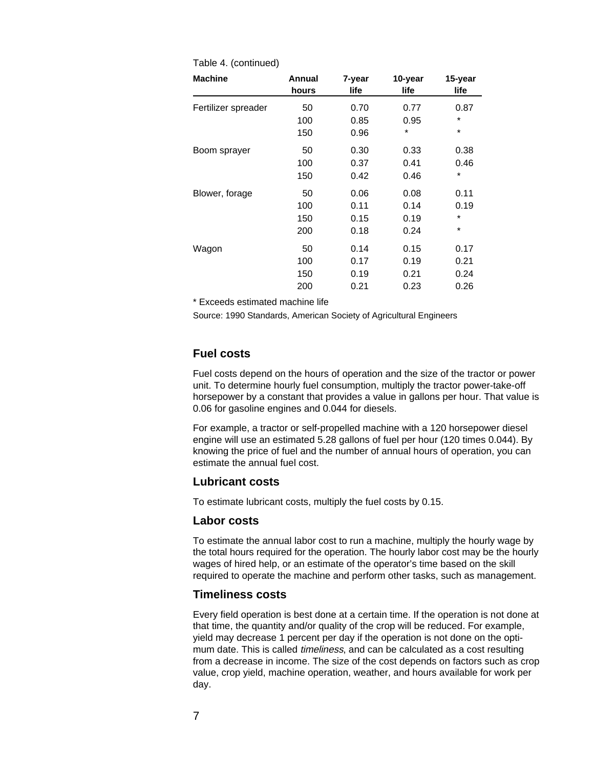Table 4. (continued)

| Machine | Annual hours | 7-year life | 10-year life | 15-year life |
|---|---|---|---|---|
| Fertilizer spreader | 50 | 0.70 | 0.77 | 0.87 |
| | 100 | 0.85 | 0.95 | * |
| | 150 | 0.96 | * | * |
| Boom sprayer | 50 | 0.30 | 0.33 | 0.38 |
| | 100 | 0.37 | 0.41 | 0.46 |
| | 150 | 0.42 | 0.46 | * |
| Blower, forage | 50 | 0.06 | 0.08 | 0.11 |
| | 100 | 0.11 | 0.14 | 0.19 |
| | 150 | 0.15 | 0.19 | * |
| | 200 | 0.18 | 0.24 | * |
| Wagon | 50 | 0.14 | 0.15 | 0.17 |
| | 100 | 0.17 | 0.19 | 0.21 |
| | 150 | 0.19 | 0.21 | 0.24 |
| | 200 | 0.21 | 0.23 | 0.26 |

* Exceeds estimated machine life

Source: 1990 Standards, American Society of Agricultural Engineers

## Fuel costs

Fuel costs depend on the hours of operation and the size of the tractor or power unit. To determine hourly fuel consumption, multiply the tractor power-take-off horsepower by a constant that provides a value in gallons per hour. That value is 0.06 for gasoline engines and 0.044 for diesels.

For example, a tractor or self-propelled machine with a 120 horsepower diesel engine will use an estimated 5.28 gallons of fuel per hour (120 times 0.044). By knowing the price of fuel and the number of annual hours of operation, you can estimate the annual fuel cost.

## Lubricant costs

To estimate lubricant costs, multiply the fuel costs by 0.15.

## Labor costs

To estimate the annual labor cost to run a machine, multiply the hourly wage by the total hours required for the operation. The hourly labor cost may be the hourly wages of hired help, or an estimate of the operator's time based on the skill required to operate the machine and perform other tasks, such as management.

## Timeliness costs

Every field operation is best done at a certain time. If the operation is not done at that time, the quantity and/or quality of the crop will be reduced. For example, yield may decrease 1 percent per day if the operation is not done on the optimum date. This is called *timeliness*, and can be calculated as a cost resulting from a decrease in income. The size of the cost depends on factors such as crop value, crop yield, machine operation, weather, and hours available for work per day.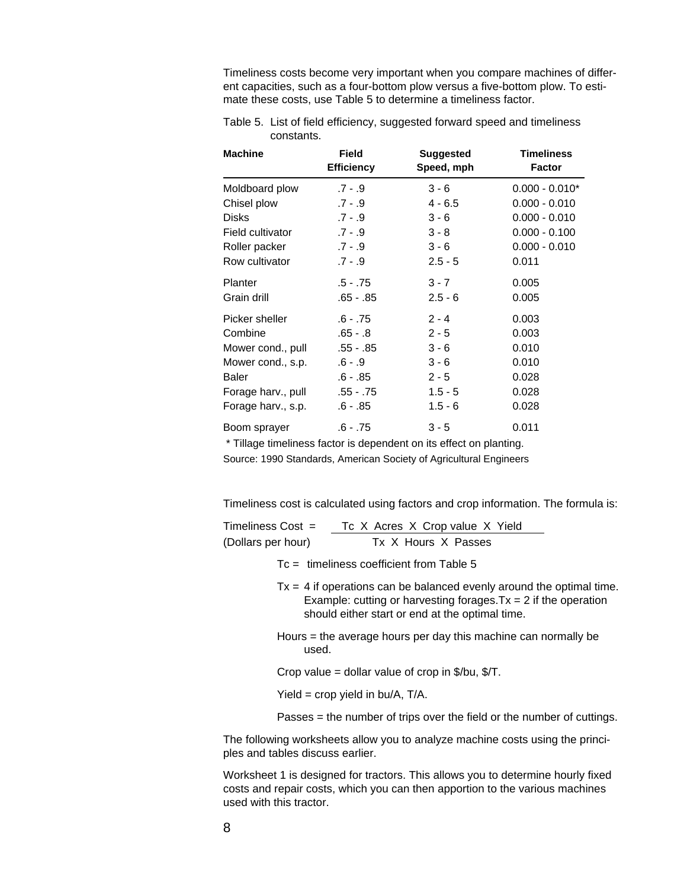Timeliness costs become very important when you compare machines of different capacities, such as a four-bottom plow versus a five-bottom plow. To estimate these costs, use Table 5 to determine a timeliness factor.

Table 5. List of field efficiency, suggested forward speed and timeliness constants.

| Machine | Field Efficiency | Suggested Speed, mph | Timeliness Factor |
|---|---|---|---|
| Moldboard plow | .7 - .9 | 3 - 6 | 0.000 - 0.010* |
| Chisel plow | .7 - .9 | 4 - 6.5 | 0.000 - 0.010 |
| Disks | .7 - .9 | 3 - 6 | 0.000 - 0.010 |
| Field cultivator | .7 - .9 | 3 - 8 | 0.000 - 0.100 |
| Roller packer | .7 - .9 | 3 - 6 | 0.000 - 0.010 |
| Row cultivator | .7 - .9 | 2.5 - 5 | 0.011 |
| Planter | .5 - .75 | 3 - 7 | 0.005 |
| Grain drill | .65 - .85 | 2.5 - 6 | 0.005 |
| Picker sheller | .6 - .75 | 2 - 4 | 0.003 |
| Combine | .65 - .8 | 2 - 5 | 0.003 |
| Mower cond., pull | .55 - .85 | 3 - 6 | 0.010 |
| Mower cond., s.p. | .6 - .9 | 3 - 6 | 0.010 |
| Baler | .6 - .85 | 2 - 5 | 0.028 |
| Forage harv., pull | .55 - .75 | 1.5 - 5 | 0.028 |
| Forage harv., s.p. | .6 - .85 | 1.5 - 6 | 0.028 |
| Boom sprayer | .6 - .75 | 3 - 5 | 0.011 |

\* Tillage timeliness factor is dependent on its effect on planting.

Source: 1990 Standards, American Society of Agricultural Engineers

Timeliness cost is calculated using factors and crop information. The formula is:

$$\text{Timeliness Cost (Dollars per hour)} = \frac{\text{Tc} \times \text{Acres} \times \text{Crop value} \times \text{Yield}}{\text{Tx} \times \text{Hours} \times \text{Passes}}$$

- Tc = timeliness coefficient from Table 5
- Tx = 4 if operations can be balanced evenly around the optimal time. Example: cutting or harvesting forages. Tx = 2 if the operation should either start or end at the optimal time.
- Hours = the average hours per day this machine can normally be used.
- Crop value = dollar value of crop in $/bu, $/T.
- Yield = crop yield in bu/A, T/A.
- Passes = the number of trips over the field or the number of cuttings.

The following worksheets allow you to analyze machine costs using the principles and tables discuss earlier.

Worksheet 1 is designed for tractors. This allows you to determine hourly fixed costs and repair costs, which you can then apportion to the various machines used with this tractor.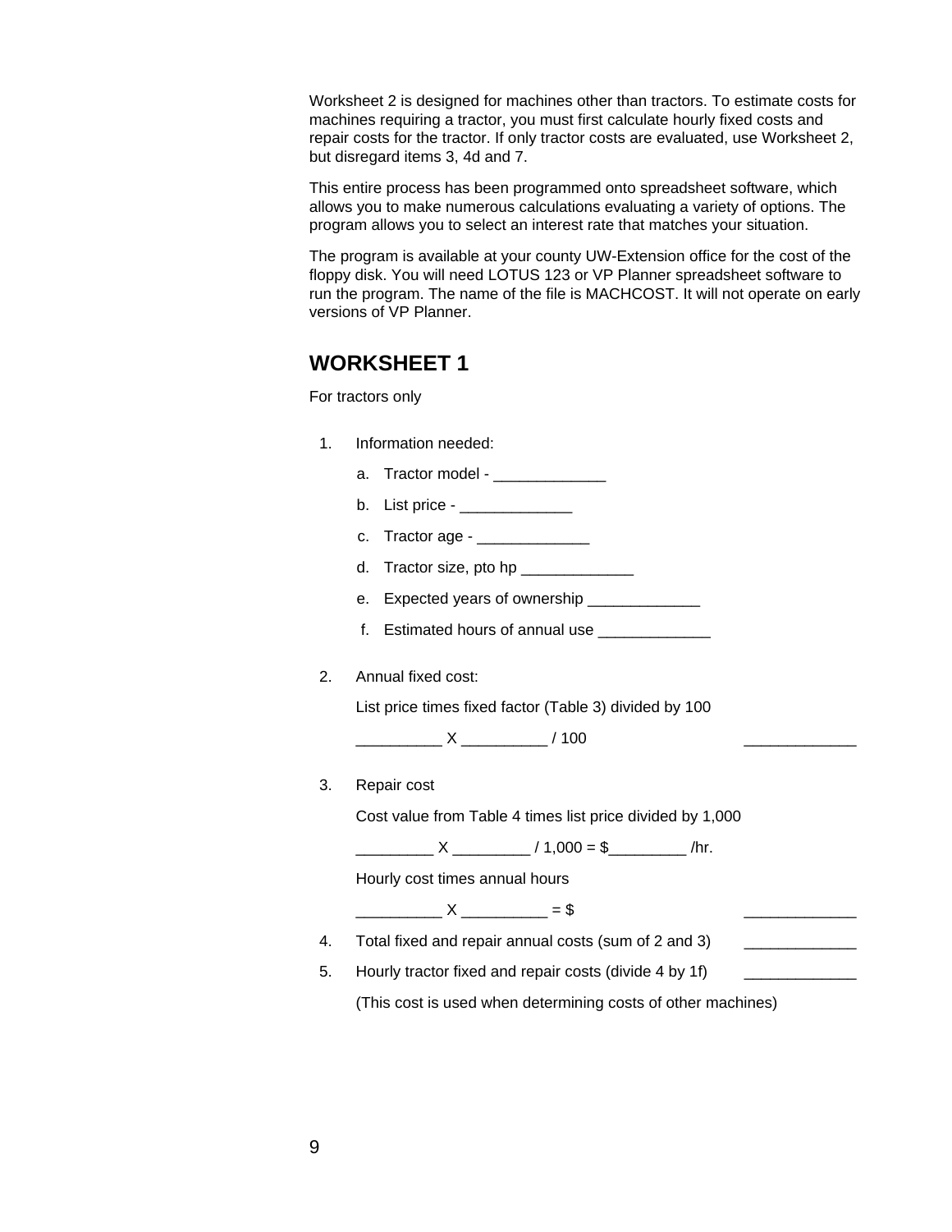Worksheet 2 is designed for machines other than tractors. To estimate costs for machines requiring a tractor, you must first calculate hourly fixed costs and repair costs for the tractor. If only tractor costs are evaluated, use Worksheet 2, but disregard items 3, 4d and 7.

This entire process has been programmed onto spreadsheet software, which allows you to make numerous calculations evaluating a variety of options. The program allows you to select an interest rate that matches your situation.

The program is available at your county UW-Extension office for the cost of the floppy disk. You will need LOTUS 123 or VP Planner spreadsheet software to run the program. The name of the file is MACHCOST. It will not operate on early versions of VP Planner.

## WORKSHEET 1

For tractors only

1. Information needed:
   a. Tractor model - _____________
   b. List price - _____________
   c. Tractor age - _____________
   d. Tractor size, pto hp _____________
   e. Expected years of ownership _____________
   f. Estimated hours of annual use _____________

2. Annual fixed cost:

   List price times fixed factor (Table 3) divided by 100

   __________ X __________ / 100 _____________

3. Repair cost

   Cost value from Table 4 times list price divided by 1,000

   _________ X _________ / 1,000 = $_________ /hr.

   Hourly cost times annual hours

   __________ X __________ = $ _____________

4. Total fixed and repair annual costs (sum of 2 and 3) _____________

5. Hourly tractor fixed and repair costs (divide 4 by 1f) _____________

   (This cost is used when determining costs of other machines)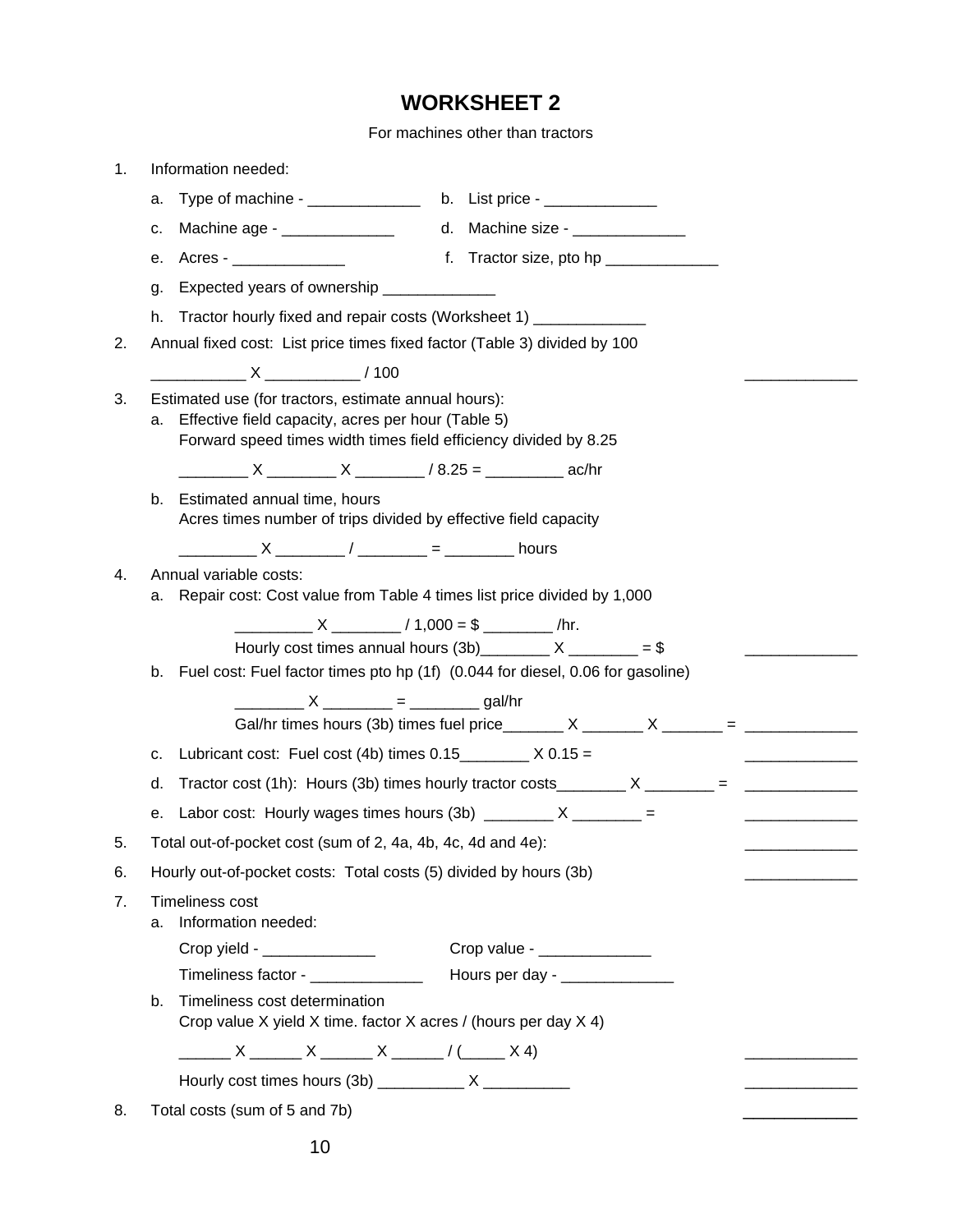# WORKSHEET 2

For machines other than tractors

1. Information needed:

   a. Type of machine - _____________   b. List price - _____________

   c. Machine age - _____________   d. Machine size - _____________

   e. Acres - _____________   f. Tractor size, pto hp _____________

   g. Expected years of ownership _____________

   h. Tractor hourly fixed and repair costs (Worksheet 1) _____________

2. Annual fixed cost: List price times fixed factor (Table 3) divided by 100

   ___________ X ___________ / 100 _____________

3. Estimated use (for tractors, estimate annual hours):

   a. Effective field capacity, acres per hour (Table 5)
      Forward speed times width times field efficiency divided by 8.25

      ________ X ________ X ________ / 8.25 = _________ ac/hr

   b. Estimated annual time, hours
      Acres times number of trips divided by effective field capacity

      _________ X ________ / ________ = ________ hours

4. Annual variable costs:

   a. Repair cost: Cost value from Table 4 times list price divided by 1,000

      _________ X ________ / 1,000 = $ ________ /hr.

      Hourly cost times annual hours (3b)________ X ________ = $ _____________

   b. Fuel cost: Fuel factor times pto hp (1f) (0.044 for diesel, 0.06 for gasoline)

      ________ X ________ = ________ gal/hr

      Gal/hr times hours (3b) times fuel price_______ X _______ X _______ = _____________

   c. Lubricant cost: Fuel cost (4b) times 0.15________ X 0.15 = _____________

   d. Tractor cost (1h): Hours (3b) times hourly tractor costs________ X ________ = _____________

   e. Labor cost: Hourly wages times hours (3b) ________ X ________ = _____________

5. Total out-of-pocket cost (sum of 2, 4a, 4b, 4c, 4d and 4e): _____________

6. Hourly out-of-pocket costs: Total costs (5) divided by hours (3b) _____________

7. Timeliness cost

   a. Information needed:

      Crop yield - _____________   Crop value - _____________

      Timeliness factor - _____________   Hours per day - _____________

   b. Timeliness cost determination
      Crop value X yield X time. factor X acres / (hours per day X 4)

      ______ X ______ X ______ X ______ / (_____ X 4) _____________

      Hourly cost times hours (3b) __________ X __________ _____________

8. Total costs (sum of 5 and 7b) _____________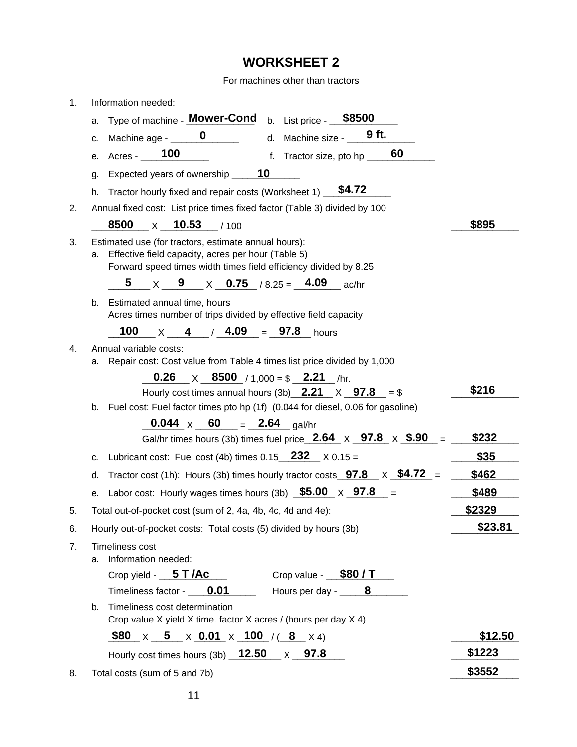# WORKSHEET 2

For machines other than tractors

1. Information needed:
   - a. Type of machine - **Mower-Cond**
   - b. List price - **$8500**
   - c. Machine age - **0**
   - d. Machine size - **9 ft.**
   - e. Acres - **100**
   - f. Tractor size, pto hp **60**
   - g. Expected years of ownership **10**
   - h. Tractor hourly fixed and repair costs (Worksheet 1) **$4.72**

2. Annual fixed cost: List price times fixed factor (Table 3) divided by 100

   **8500** X **10.53** / 100 — **$895**

3. Estimated use (for tractors, estimate annual hours):
   - a. Effective field capacity, acres per hour (Table 5)
     Forward speed times width times field efficiency divided by 8.25

     **5** X **9** X **0.75** / 8.25 = **4.09** ac/hr
   - b. Estimated annual time, hours
     Acres times number of trips divided by effective field capacity

     **100** X **4** / **4.09** = **97.8** hours

4. Annual variable costs:
   - a. Repair cost: Cost value from Table 4 times list price divided by 1,000

     **0.26** X **8500** / 1,000 = $ **2.21** /hr.

     Hourly cost times annual hours (3b) **2.21** X **97.8** = $ — **$216**
   - b. Fuel cost: Fuel factor times pto hp (1f) (0.044 for diesel, 0.06 for gasoline)

     **0.044** X **60** = **2.64** gal/hr

     Gal/hr times hours (3b) times fuel price **2.64** X **97.8** X **$.90** = — **$232**
   - c. Lubricant cost: Fuel cost (4b) times 0.15 **232** X 0.15 = — **$35**
   - d. Tractor cost (1h): Hours (3b) times hourly tractor costs **97.8** X **$4.72** = — **$462**
   - e. Labor cost: Hourly wages times hours (3b) **$5.00** X **97.8** = — **$489**

5. Total out-of-pocket cost (sum of 2, 4a, 4b, 4c, 4d and 4e): — **$2329**

6. Hourly out-of-pocket costs: Total costs (5) divided by hours (3b) — **$23.81**

7. Timeliness cost
   - a. Information needed:

     Crop yield - **5 T /Ac** Crop value - **$80 / T**

     Timeliness factor - **0.01** Hours per day - **8**
   - b. Timeliness cost determination
     Crop value X yield X time. factor X acres / (hours per day X 4)

     **$80** X **5** X **0.01** X **100** / ( **8** X 4) — **$12.50**

     Hourly cost times hours (3b) **12.50** X **97.8** — **$1223**

8. Total costs (sum of 5 and 7b) — **$3552**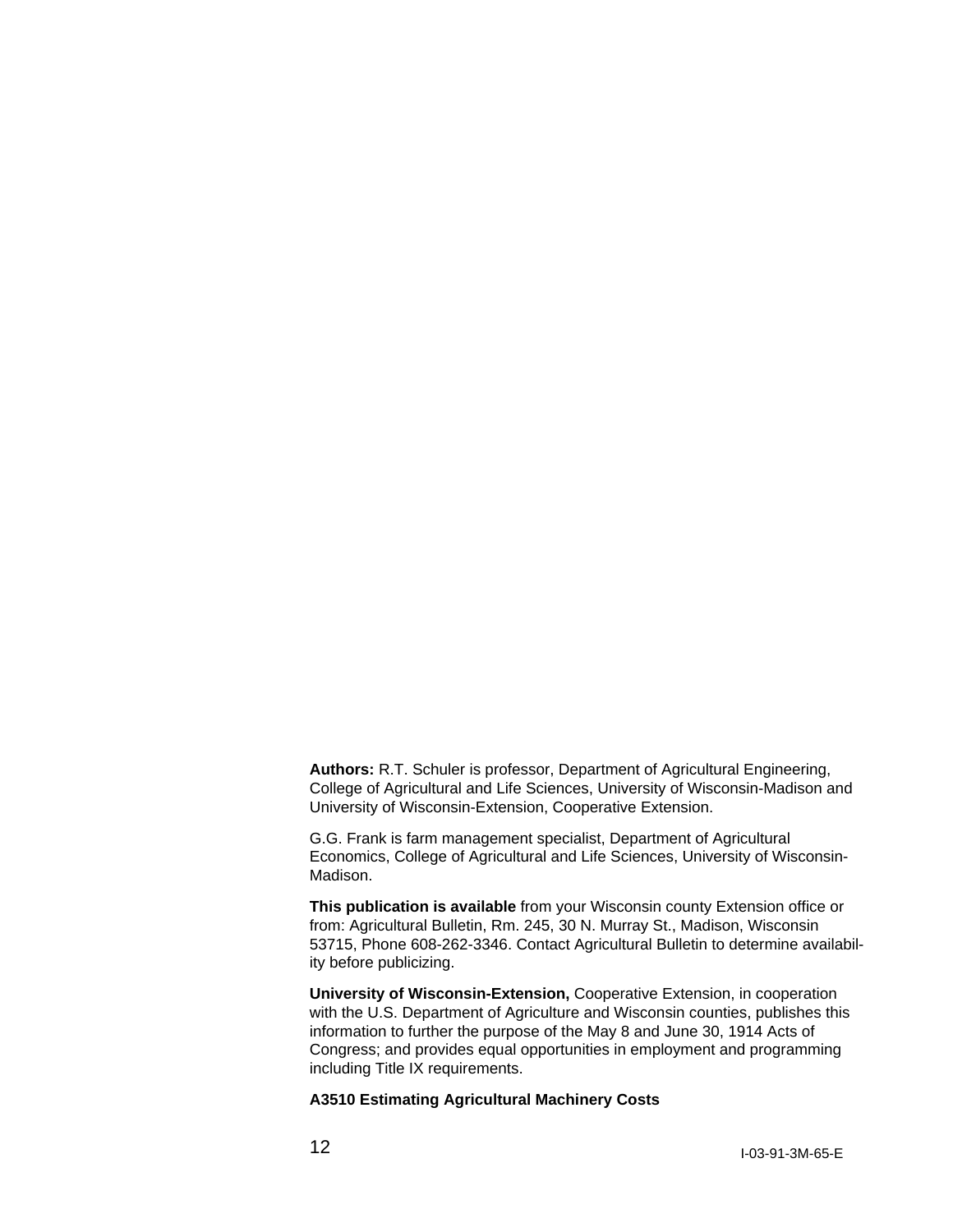**Authors:** R.T. Schuler is professor, Department of Agricultural Engineering, College of Agricultural and Life Sciences, University of Wisconsin-Madison and University of Wisconsin-Extension, Cooperative Extension.

G.G. Frank is farm management specialist, Department of Agricultural Economics, College of Agricultural and Life Sciences, University of Wisconsin-Madison.

**This publication is available** from your Wisconsin county Extension office or from: Agricultural Bulletin, Rm. 245, 30 N. Murray St., Madison, Wisconsin 53715, Phone 608-262-3346. Contact Agricultural Bulletin to determine availability before publicizing.

**University of Wisconsin-Extension,** Cooperative Extension, in cooperation with the U.S. Department of Agriculture and Wisconsin counties, publishes this information to further the purpose of the May 8 and June 30, 1914 Acts of Congress; and provides equal opportunities in employment and programming including Title IX requirements.

**A3510 Estimating Agricultural Machinery Costs**

I-03-91-3M-65-E